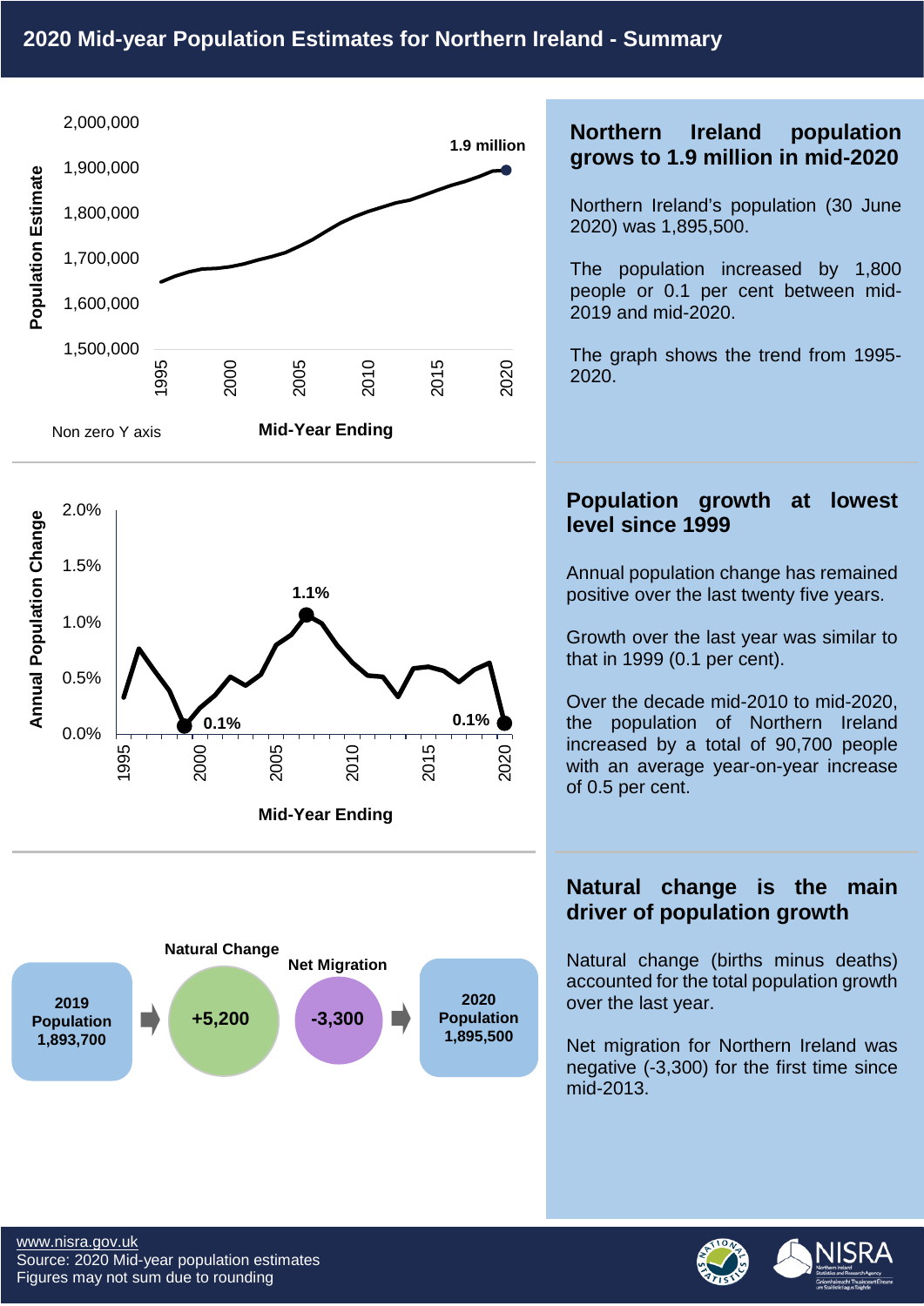# 2020 Mid-year Population Estimates for Northern Ireland - Summary

Population Estimate

1.9 million

Non zero Y axis

Mid-Year Ending

## Northern Ireland population grows to 1.9 million in mid-2020

Northern Ireland's population (30 June 2020) was 1,895,500.

The population increased by 1,800 people or 0.1 per cent between mid-2019 and mid-2020.

The graph shows the trend from 1995-2020.

Annual Population Change

1.1%

0.1%

0.1%

Mid-Year Ending

## Population growth at lowest level since 1999

Annual population change has remained positive over the last twenty five years.

Growth over the last year was similar to that in 1999 (0.1 per cent).

Over the decade mid-2010 to mid-2020, the population of Northern Ireland increased by a total of 90,700 people with an average year-on-year increase of 0.5 per cent.

| 2019 Population | Natural Change | Net Migration | 2020 Population |
|---|---|---|---|
| 1,893,700 | +5,200 | -3,300 | 1,895,500 |

## Natural change is the main driver of population growth

Natural change (births minus deaths) accounted for the total population growth over the last year.

Net migration for Northern Ireland was negative (-3,300) for the first time since mid-2013.

www.nisra.gov.uk
Source: 2020 Mid-year population estimates
Figures may not sum due to rounding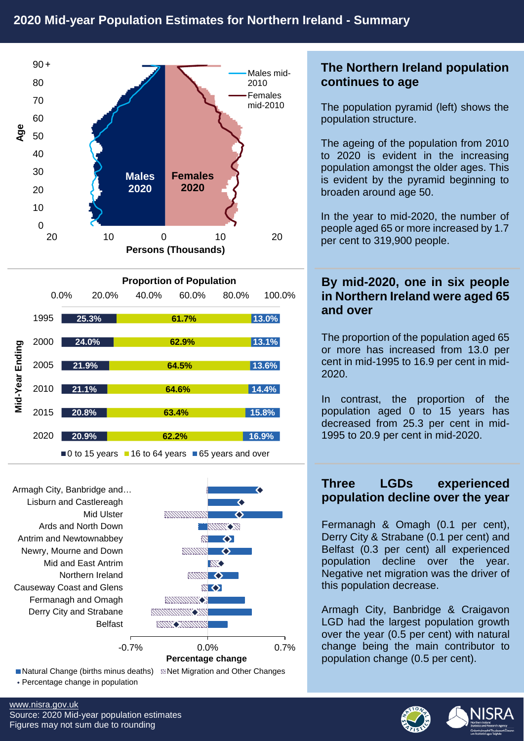## 2020 Mid-year Population Estimates for Northern Ireland - Summary

90+
80
70
60
50
40
30
20
10
0

Age

20 10 0 10 20

Persons (Thousands)

Males 2020

Females 2020

Males mid-2010

Females mid-2010

### The Northern Ireland population continues to age

The population pyramid (left) shows the population structure.

The ageing of the population from 2010 to 2020 is evident in the increasing population amongst the older ages. This is evident by the pyramid beginning to broaden around age 50.

In the year to mid-2020, the number of people aged 65 or more increased by 1.7 per cent to 319,900 people.

**Proportion of Population**

0.0% 20.0% 40.0% 60.0% 80.0% 100.0%

Mid-Year Ending

1995 25.3% 61.7% 13.0%
2000 24.0% 62.9% 13.1%
2005 21.9% 64.5% 13.6%
2010 21.1% 64.6% 14.4%
2015 20.8% 63.4% 15.8%
2020 20.9% 62.2% 16.9%

0 to 15 years 16 to 64 years 65 years and over

### By mid-2020, one in six people in Northern Ireland were aged 65 and over

The proportion of the population aged 65 or more has increased from 13.0 per cent in mid-1995 to 16.9 per cent in mid-2020.

In contrast, the proportion of the population aged 0 to 15 years has decreased from 25.3 per cent in mid-1995 to 20.9 per cent in mid-2020.

Armagh City, Banbridge and…
Lisburn and Castlereagh
Mid Ulster
Ards and North Down
Antrim and Newtownabbey
Newry, Mourne and Down
Mid and East Antrim
Northern Ireland
Causeway Coast and Glens
Fermanagh and Omagh
Derry City and Strabane
Belfast

-0.7% 0.0% 0.7%

Percentage change

Natural Change (births minus deaths) Net Migration and Other Changes
Percentage change in population

### Three LGDs experienced population decline over the year

Fermanagh & Omagh (0.1 per cent), Derry City & Strabane (0.1 per cent) and Belfast (0.3 per cent) all experienced population decline over the year. Negative net migration was the driver of this population decrease.

Armagh City, Banbridge & Craigavon LGD had the largest population growth over the year (0.5 per cent) with natural change being the main contributor to population change (0.5 per cent).

www.nisra.gov.uk
Source: 2020 Mid-year population estimates
Figures may not sum due to rounding